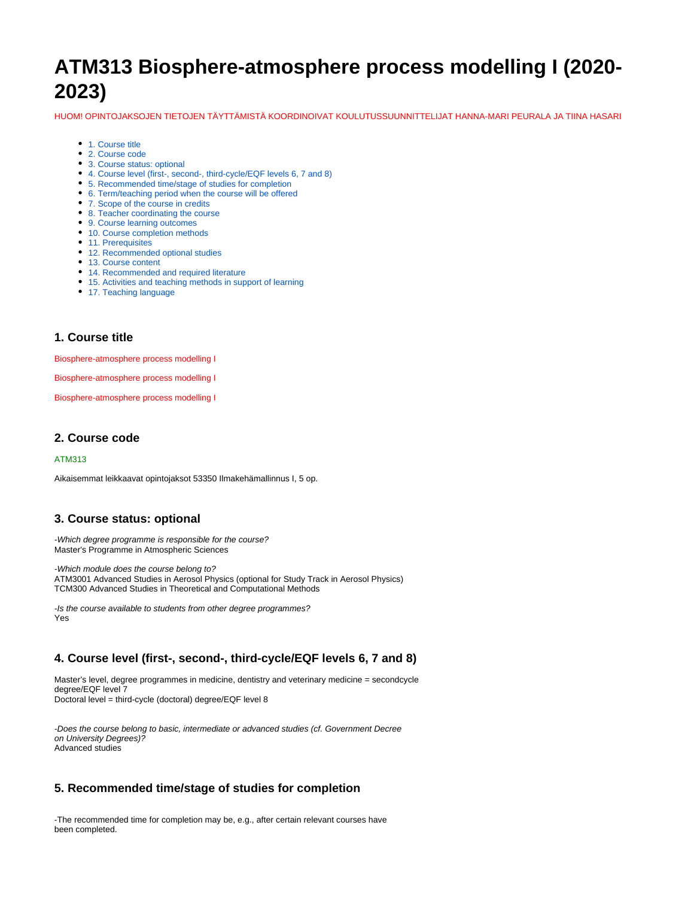# ATM313 Biosphere-atmosphere process modelling I (2020-2023)

HUOM! OPINTOJAKSOJEN TIETOJEN TÄYTTÄMISTÄ KOORDINOIVAT KOULUTUSSUUNNITTELIJAT HANNA-MARI PEURALA JA TIINA HASARI

- 1. Course title
- 2. Course code
- 3. Course status: optional
- 4. Course level (first-, second-, third-cycle/EQF levels 6, 7 and 8)
- 5. Recommended time/stage of studies for completion
- 6. Term/teaching period when the course will be offered
- 7. Scope of the course in credits
- 8. Teacher coordinating the course
- 9. Course learning outcomes
- 10. Course completion methods
- 11. Prerequisites
- 12. Recommended optional studies
- 13. Course content
- 14. Recommended and required literature
- 15. Activities and teaching methods in support of learning
- 17. Teaching language

## 1. Course title

Biosphere-atmosphere process modelling I

Biosphere-atmosphere process modelling I

Biosphere-atmosphere process modelling I

## 2. Course code

ATM313

Aikaisemmat leikkaavat opintojaksot 53350 Ilmakehämallinnus I, 5 op.

## 3. Course status: optional

*-Which degree programme is responsible for the course?*
Master's Programme in Atmospheric Sciences

*-Which module does the course belong to?*
ATM3001 Advanced Studies in Aerosol Physics (optional for Study Track in Aerosol Physics)
TCM300 Advanced Studies in Theoretical and Computational Methods

*-Is the course available to students from other degree programmes?*
Yes

## 4. Course level (first-, second-, third-cycle/EQF levels 6, 7 and 8)

Master's level, degree programmes in medicine, dentistry and veterinary medicine = secondcycle degree/EQF level 7
Doctoral level = third-cycle (doctoral) degree/EQF level 8

*-Does the course belong to basic, intermediate or advanced studies (cf. Government Decree on University Degrees)?*
Advanced studies

## 5. Recommended time/stage of studies for completion

-The recommended time for completion may be, e.g., after certain relevant courses have been completed.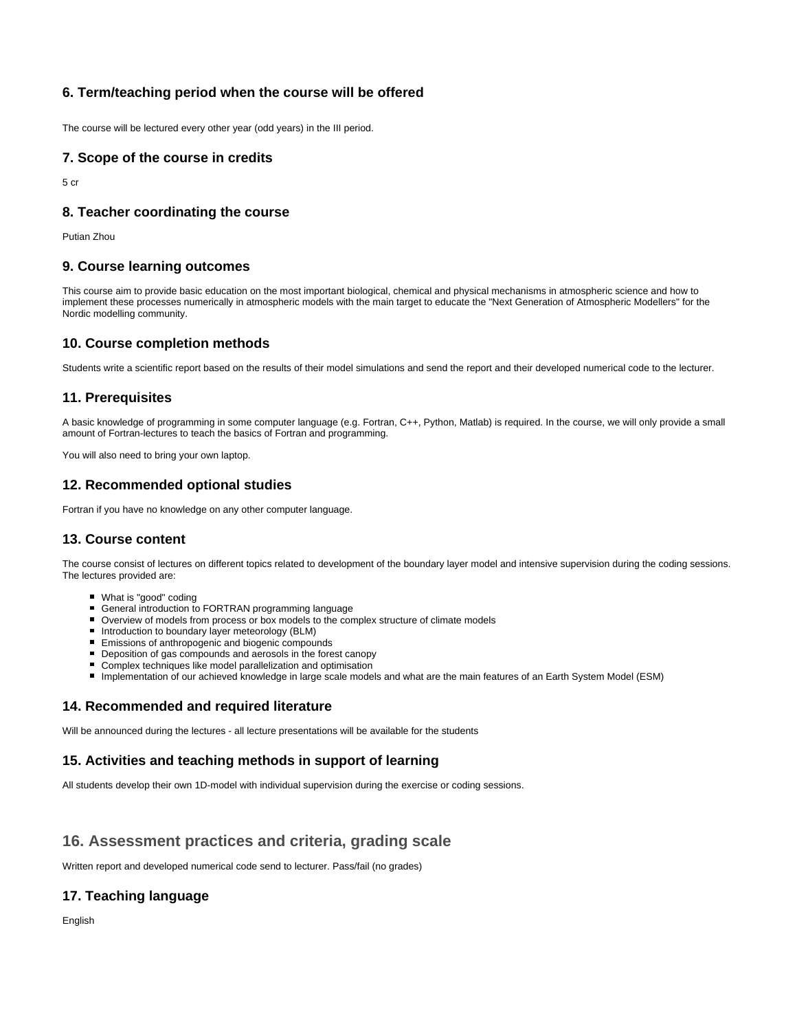## 6. Term/teaching period when the course will be offered

The course will be lectured every other year (odd years) in the III period.

## 7. Scope of the course in credits

5 cr

## 8. Teacher coordinating the course

Putian Zhou

## 9. Course learning outcomes

This course aim to provide basic education on the most important biological, chemical and physical mechanisms in atmospheric science and how to implement these processes numerically in atmospheric models with the main target to educate the "Next Generation of Atmospheric Modellers" for the Nordic modelling community.

## 10. Course completion methods

Students write a scientific report based on the results of their model simulations and send the report and their developed numerical code to the lecturer.

## 11. Prerequisites

A basic knowledge of programming in some computer language (e.g. Fortran, C++, Python, Matlab) is required. In the course, we will only provide a small amount of Fortran-lectures to teach the basics of Fortran and programming.

You will also need to bring your own laptop.

## 12. Recommended optional studies

Fortran if you have no knowledge on any other computer language.

## 13. Course content

The course consist of lectures on different topics related to development of the boundary layer model and intensive supervision during the coding sessions. The lectures provided are:

- What is "good" coding
- General introduction to FORTRAN programming language
- Overview of models from process or box models to the complex structure of climate models
- Introduction to boundary layer meteorology (BLM)
- Emissions of anthropogenic and biogenic compounds
- Deposition of gas compounds and aerosols in the forest canopy
- Complex techniques like model parallelization and optimisation
- Implementation of our achieved knowledge in large scale models and what are the main features of an Earth System Model (ESM)

## 14. Recommended and required literature

Will be announced during the lectures - all lecture presentations will be available for the students

## 15. Activities and teaching methods in support of learning

All students develop their own 1D-model with individual supervision during the exercise or coding sessions.

## 16. Assessment practices and criteria, grading scale

Written report and developed numerical code send to lecturer. Pass/fail (no grades)

## 17. Teaching language

English